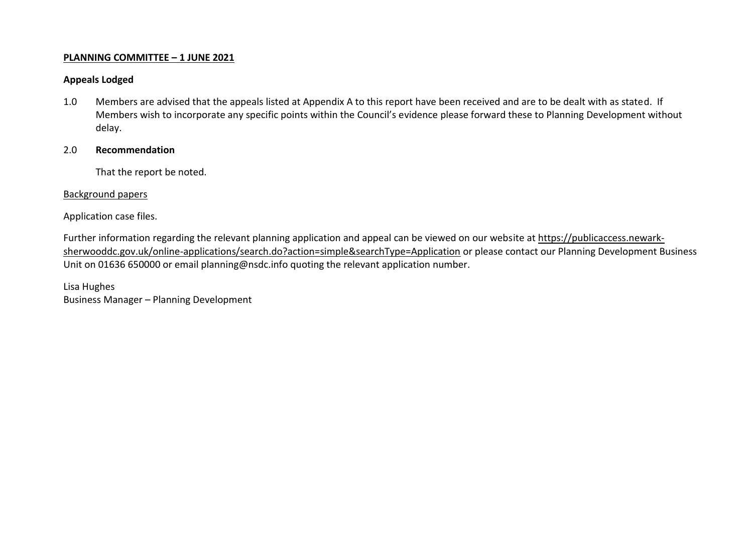**PLANNING COMMITTEE – 1 JUNE 2021**

**Appeals Lodged**

1.0 Members are advised that the appeals listed at Appendix A to this report have been received and are to be dealt with as stated. If Members wish to incorporate any specific points within the Council's evidence please forward these to Planning Development without delay.

2.0 **Recommendation**

That the report be noted.

Background papers

Application case files.

Further information regarding the relevant planning application and appeal can be viewed on our website at https://publicaccess.newark-sherwooddc.gov.uk/online-applications/search.do?action=simple&searchType=Application or please contact our Planning Development Business Unit on 01636 650000 or email planning@nsdc.info quoting the relevant application number.

Lisa Hughes
Business Manager – Planning Development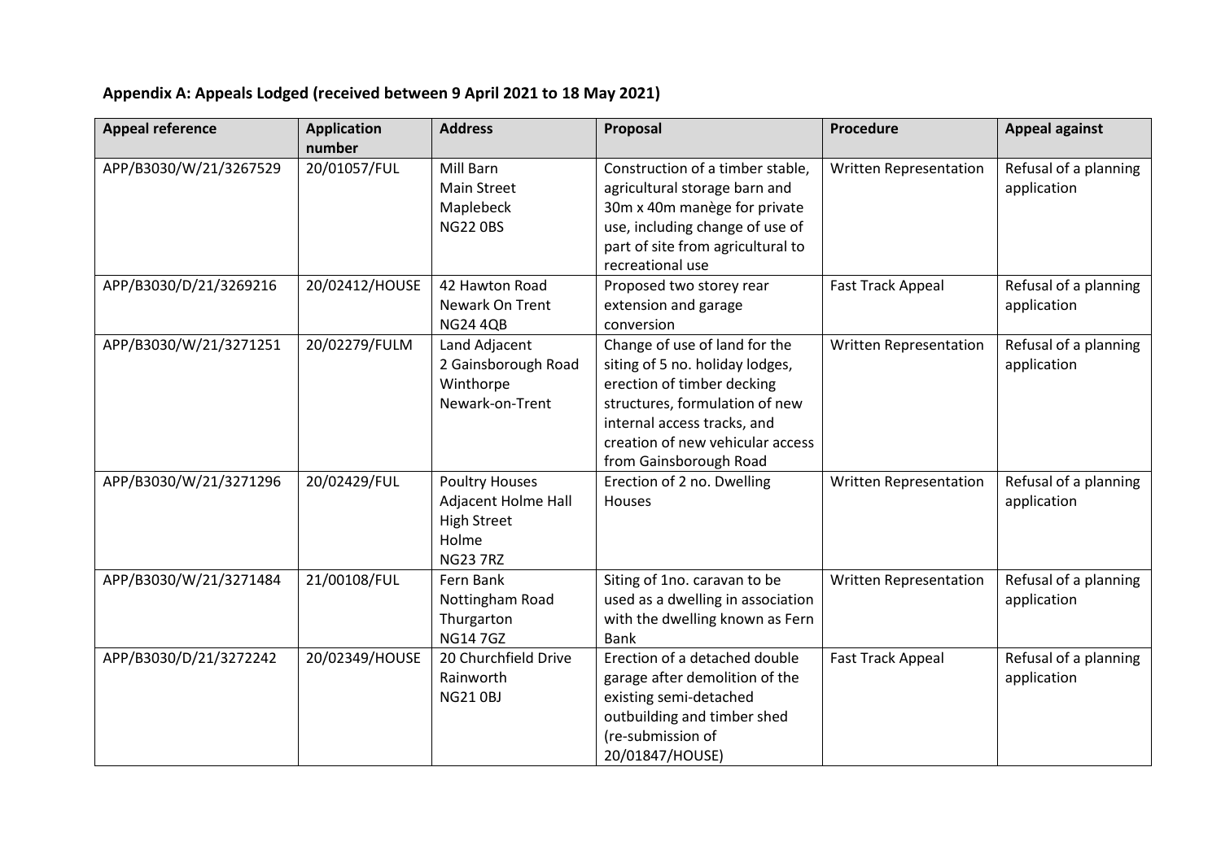## Appendix A: Appeals Lodged (received between 9 April 2021 to 18 May 2021)

| Appeal reference | Application number | Address | Proposal | Procedure | Appeal against |
|---|---|---|---|---|---|
| APP/B3030/W/21/3267529 | 20/01057/FUL | Mill Barn Main Street Maplebeck NG22 0BS | Construction of a timber stable, agricultural storage barn and 30m x 40m manège for private use, including change of use of part of site from agricultural to recreational use | Written Representation | Refusal of a planning application |
| APP/B3030/D/21/3269216 | 20/02412/HOUSE | 42 Hawton Road Newark On Trent NG24 4QB | Proposed two storey rear extension and garage conversion | Fast Track Appeal | Refusal of a planning application |
| APP/B3030/W/21/3271251 | 20/02279/FULM | Land Adjacent 2 Gainsborough Road Winthorpe Newark-on-Trent | Change of use of land for the siting of 5 no. holiday lodges, erection of timber decking structures, formulation of new internal access tracks, and creation of new vehicular access from Gainsborough Road | Written Representation | Refusal of a planning application |
| APP/B3030/W/21/3271296 | 20/02429/FUL | Poultry Houses Adjacent Holme Hall High Street Holme NG23 7RZ | Erection of 2 no. Dwelling Houses | Written Representation | Refusal of a planning application |
| APP/B3030/W/21/3271484 | 21/00108/FUL | Fern Bank Nottingham Road Thurgarton NG14 7GZ | Siting of 1no. caravan to be used as a dwelling in association with the dwelling known as Fern Bank | Written Representation | Refusal of a planning application |
| APP/B3030/D/21/3272242 | 20/02349/HOUSE | 20 Churchfield Drive Rainworth NG21 0BJ | Erection of a detached double garage after demolition of the existing semi-detached outbuilding and timber shed (re-submission of 20/01847/HOUSE) | Fast Track Appeal | Refusal of a planning application |